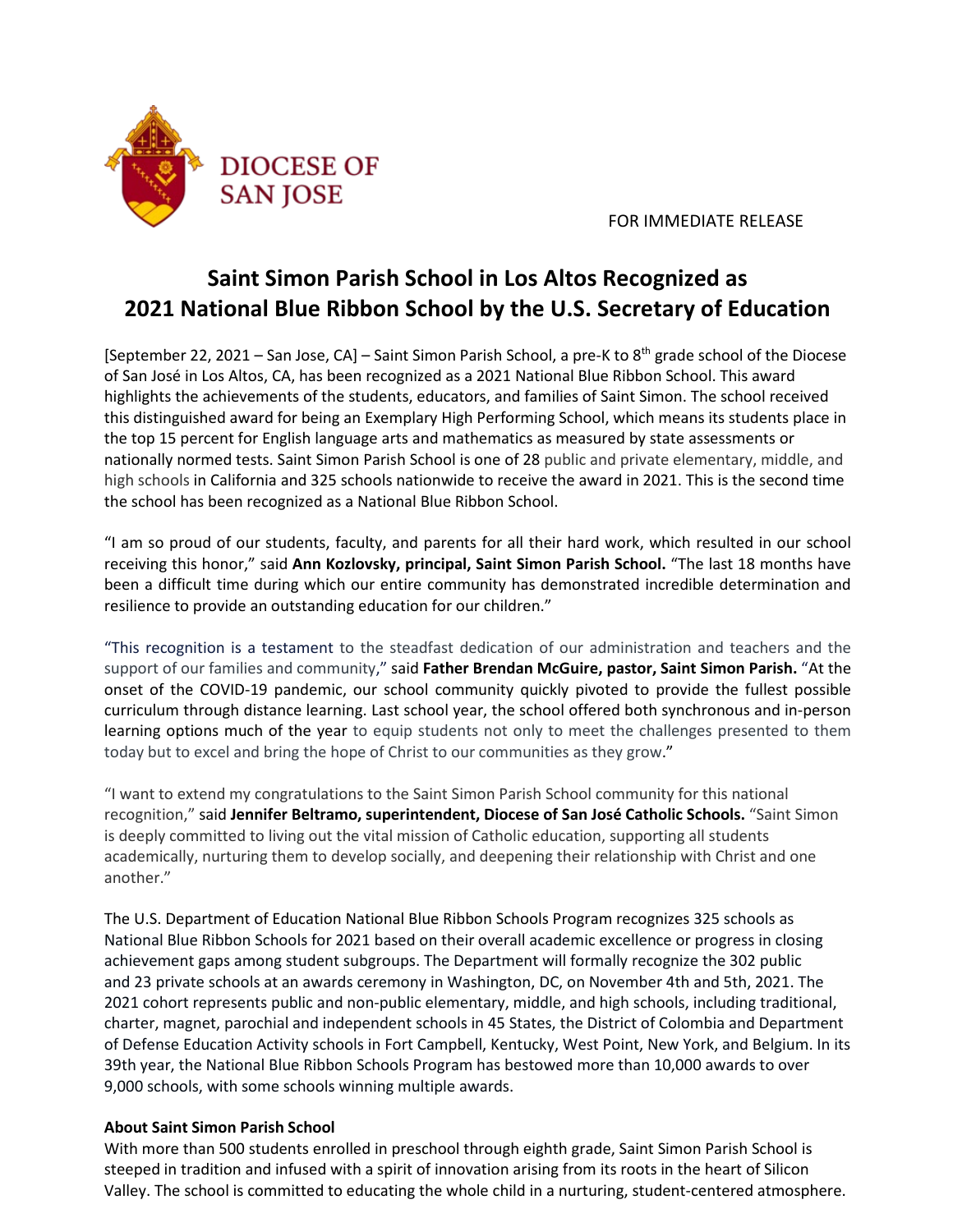DIOCESE OF SAN JOSE

FOR IMMEDIATE RELEASE

# Saint Simon Parish School in Los Altos Recognized as 2021 National Blue Ribbon School by the U.S. Secretary of Education

[September 22, 2021 – San Jose, CA] – Saint Simon Parish School, a pre-K to 8th grade school of the Diocese of San José in Los Altos, CA, has been recognized as a 2021 National Blue Ribbon School. This award highlights the achievements of the students, educators, and families of Saint Simon. The school received this distinguished award for being an Exemplary High Performing School, which means its students place in the top 15 percent for English language arts and mathematics as measured by state assessments or nationally normed tests. Saint Simon Parish School is one of 28 public and private elementary, middle, and high schools in California and 325 schools nationwide to receive the award in 2021. This is the second time the school has been recognized as a National Blue Ribbon School.

"I am so proud of our students, faculty, and parents for all their hard work, which resulted in our school receiving this honor," said **Ann Kozlovsky, principal, Saint Simon Parish School.** "The last 18 months have been a difficult time during which our entire community has demonstrated incredible determination and resilience to provide an outstanding education for our children."

"This recognition is a testament to the steadfast dedication of our administration and teachers and the support of our families and community," said **Father Brendan McGuire, pastor, Saint Simon Parish.** "At the onset of the COVID-19 pandemic, our school community quickly pivoted to provide the fullest possible curriculum through distance learning. Last school year, the school offered both synchronous and in-person learning options much of the year to equip students not only to meet the challenges presented to them today but to excel and bring the hope of Christ to our communities as they grow."

"I want to extend my congratulations to the Saint Simon Parish School community for this national recognition," said **Jennifer Beltramo, superintendent, Diocese of San José Catholic Schools.** "Saint Simon is deeply committed to living out the vital mission of Catholic education, supporting all students academically, nurturing them to develop socially, and deepening their relationship with Christ and one another."

The U.S. Department of Education National Blue Ribbon Schools Program recognizes 325 schools as National Blue Ribbon Schools for 2021 based on their overall academic excellence or progress in closing achievement gaps among student subgroups. The Department will formally recognize the 302 public and 23 private schools at an awards ceremony in Washington, DC, on November 4th and 5th, 2021. The 2021 cohort represents public and non-public elementary, middle, and high schools, including traditional, charter, magnet, parochial and independent schools in 45 States, the District of Colombia and Department of Defense Education Activity schools in Fort Campbell, Kentucky, West Point, New York, and Belgium. In its 39th year, the National Blue Ribbon Schools Program has bestowed more than 10,000 awards to over 9,000 schools, with some schools winning multiple awards.

**About Saint Simon Parish School**

With more than 500 students enrolled in preschool through eighth grade, Saint Simon Parish School is steeped in tradition and infused with a spirit of innovation arising from its roots in the heart of Silicon Valley. The school is committed to educating the whole child in a nurturing, student-centered atmosphere.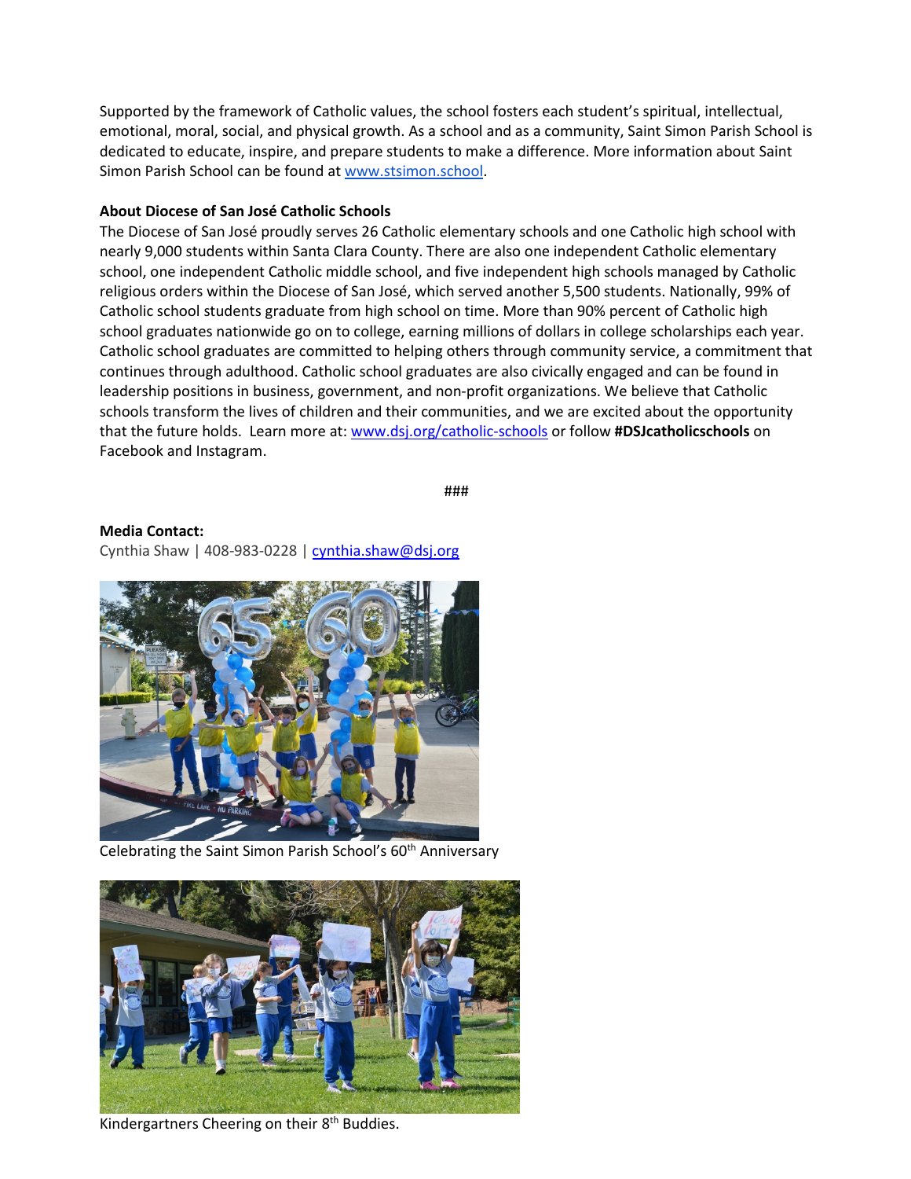Supported by the framework of Catholic values, the school fosters each student's spiritual, intellectual, emotional, moral, social, and physical growth. As a school and as a community, Saint Simon Parish School is dedicated to educate, inspire, and prepare students to make a difference. More information about Saint Simon Parish School can be found at www.stsimon.school.

**About Diocese of San José Catholic Schools**

The Diocese of San José proudly serves 26 Catholic elementary schools and one Catholic high school with nearly 9,000 students within Santa Clara County. There are also one independent Catholic elementary school, one independent Catholic middle school, and five independent high schools managed by Catholic religious orders within the Diocese of San José, which served another 5,500 students. Nationally, 99% of Catholic school students graduate from high school on time. More than 90% percent of Catholic high school graduates nationwide go on to college, earning millions of dollars in college scholarships each year. Catholic school graduates are committed to helping others through community service, a commitment that continues through adulthood. Catholic school graduates are also civically engaged and can be found in leadership positions in business, government, and non-profit organizations. We believe that Catholic schools transform the lives of children and their communities, and we are excited about the opportunity that the future holds. Learn more at: www.dsj.org/catholic-schools or follow **#DSJcatholicschools** on Facebook and Instagram.

###

**Media Contact:**
Cynthia Shaw | 408-983-0228 | cynthia.shaw@dsj.org

Celebrating the Saint Simon Parish School's 60th Anniversary

Kindergartners Cheering on their 8th Buddies.